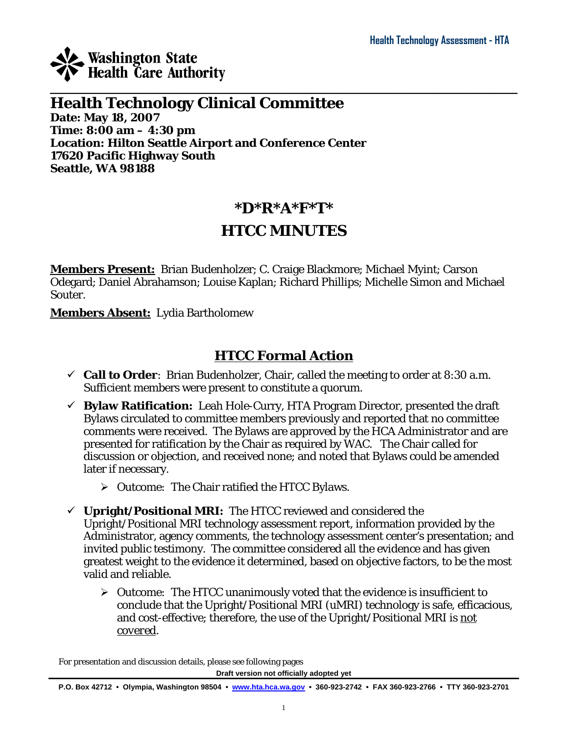Washington State Health Care Authority

Health Technology Assessment - HTA

# Health Technology Clinical Committee

**Date: May 18, 2007**
**Time: 8:00 am – 4:30 pm**
**Location: Hilton Seattle Airport and Conference Center**
**17620 Pacific Highway South**
**Seattle, WA 98188**

## *D*R*A*F*T*

## HTCC MINUTES

**Members Present:** Brian Budenholzer; C. Craige Blackmore; Michael Myint; Carson Odegard; Daniel Abrahamson; Louise Kaplan; Richard Phillips; Michelle Simon and Michael Souter.

**Members Absent:** Lydia Bartholomew

## HTCC Formal Action

- ✓ **Call to Order**: Brian Budenholzer, Chair, called the meeting to order at 8:30 a.m. Sufficient members were present to constitute a quorum.
- ✓ **Bylaw Ratification:** Leah Hole-Curry, HTA Program Director, presented the draft Bylaws circulated to committee members previously and reported that no committee comments were received. The Bylaws are approved by the HCA Administrator and are presented for ratification by the Chair as required by WAC. The Chair called for discussion or objection, and received none; and noted that Bylaws could be amended later if necessary.
  - ➢ Outcome: The Chair ratified the HTCC Bylaws.
- ✓ **Upright/Positional MRI:** The HTCC reviewed and considered the Upright/Positional MRI technology assessment report, information provided by the Administrator, agency comments, the technology assessment center's presentation; and invited public testimony. The committee considered all the evidence and has given greatest weight to the evidence it determined, based on objective factors, to be the most valid and reliable.
  - ➢ Outcome: The HTCC unanimously voted that the evidence is insufficient to conclude that the Upright/Positional MRI (uMRI) technology is safe, efficacious, and cost-effective; therefore, the use of the Upright/Positional MRI is not covered.

For presentation and discussion details, please see following pages

Draft version not officially adopted yet

P.O. Box 42712 • Olympia, Washington 98504 • www.hta.hca.wa.gov • 360-923-2742 • FAX 360-923-2766 • TTY 360-923-2701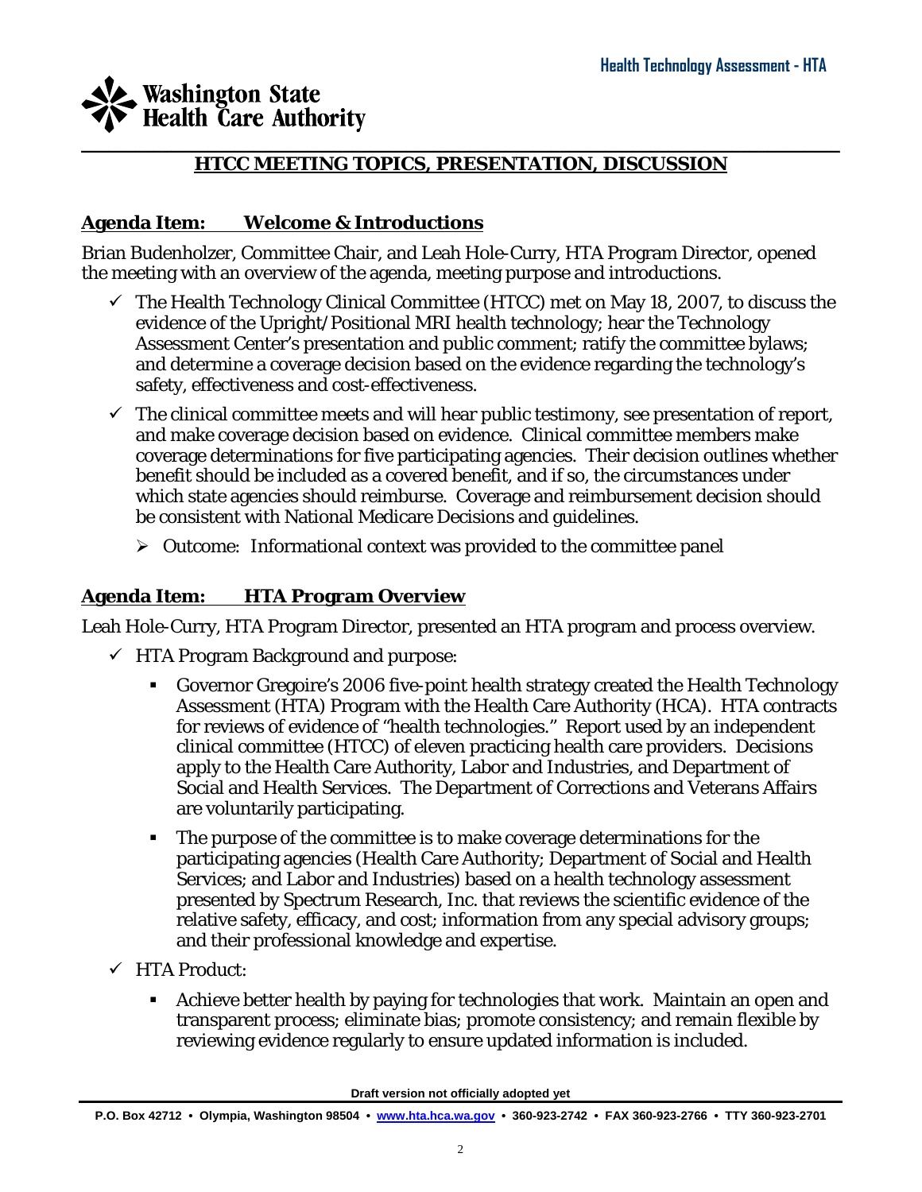## HTCC MEETING TOPICS, PRESENTATION, DISCUSSION

### Agenda Item: Welcome & Introductions

Brian Budenholzer, Committee Chair, and Leah Hole-Curry, HTA Program Director, opened the meeting with an overview of the agenda, meeting purpose and introductions.

- ✓ The Health Technology Clinical Committee (HTCC) met on May 18, 2007, to discuss the evidence of the Upright/Positional MRI health technology; hear the Technology Assessment Center's presentation and public comment; ratify the committee bylaws; and determine a coverage decision based on the evidence regarding the technology's safety, effectiveness and cost-effectiveness.
- ✓ The clinical committee meets and will hear public testimony, see presentation of report, and make coverage decision based on evidence. Clinical committee members make coverage determinations for five participating agencies. Their decision outlines whether benefit should be included as a covered benefit, and if so, the circumstances under which state agencies should reimburse. Coverage and reimbursement decision should be consistent with National Medicare Decisions and guidelines.
  - ➢ Outcome: Informational context was provided to the committee panel

### Agenda Item: HTA Program Overview

Leah Hole-Curry, HTA Program Director, presented an HTA program and process overview.

- ✓ HTA Program Background and purpose:
  - Governor Gregoire's 2006 five-point health strategy created the Health Technology Assessment (HTA) Program with the Health Care Authority (HCA). HTA contracts for reviews of evidence of "health technologies." Report used by an independent clinical committee (HTCC) of eleven practicing health care providers. Decisions apply to the Health Care Authority, Labor and Industries, and Department of Social and Health Services. The Department of Corrections and Veterans Affairs are voluntarily participating.
  - The purpose of the committee is to make coverage determinations for the participating agencies (Health Care Authority; Department of Social and Health Services; and Labor and Industries) based on a health technology assessment presented by Spectrum Research, Inc. that reviews the scientific evidence of the relative safety, efficacy, and cost; information from any special advisory groups; and their professional knowledge and expertise.
- ✓ HTA Product:
  - Achieve better health by paying for technologies that work. Maintain an open and transparent process; eliminate bias; promote consistency; and remain flexible by reviewing evidence regularly to ensure updated information is included.

Draft version not officially adopted yet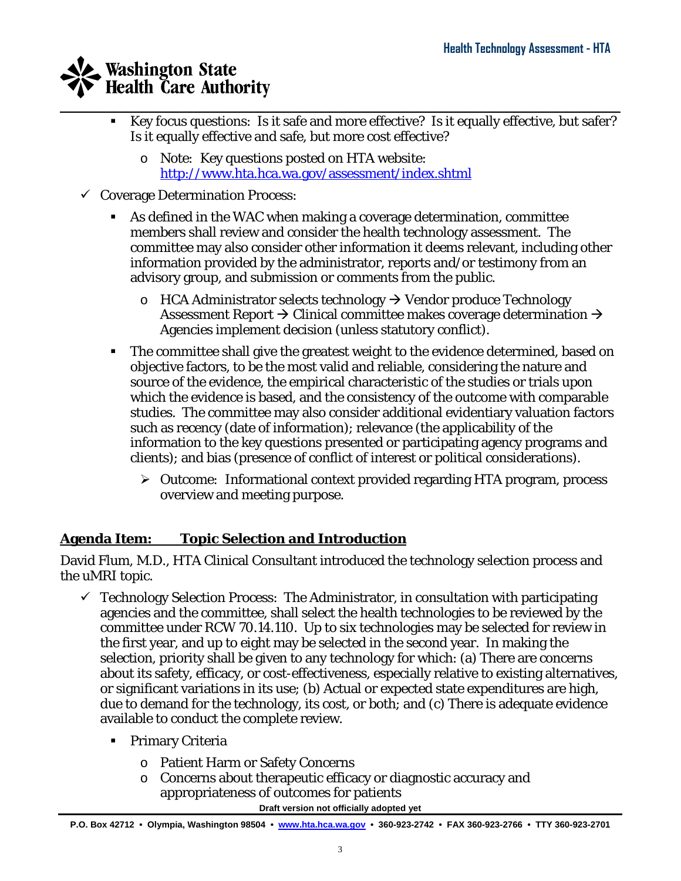- Key focus questions: Is it safe and more effective? Is it equally effective, but safer? Is it equally effective and safe, but more cost effective?
  - Note: Key questions posted on HTA website: http://www.hta.hca.wa.gov/assessment/index.shtml

✓ Coverage Determination Process:

- As defined in the WAC when making a coverage determination, committee members shall review and consider the health technology assessment. The committee may also consider other information it deems relevant, including other information provided by the administrator, reports and/or testimony from an advisory group, and submission or comments from the public.
  - HCA Administrator selects technology → Vendor produce Technology Assessment Report → Clinical committee makes coverage determination → Agencies implement decision (unless statutory conflict).
- The committee shall give the greatest weight to the evidence determined, based on objective factors, to be the most valid and reliable, considering the nature and source of the evidence, the empirical characteristic of the studies or trials upon which the evidence is based, and the consistency of the outcome with comparable studies. The committee may also consider additional evidentiary valuation factors such as recency (date of information); relevance (the applicability of the information to the key questions presented or participating agency programs and clients); and bias (presence of conflict of interest or political considerations).
  - ➢ Outcome: Informational context provided regarding HTA program, process overview and meeting purpose.

**Agenda Item: Topic Selection and Introduction**

David Flum, M.D., HTA Clinical Consultant introduced the technology selection process and the uMRI topic.

✓ Technology Selection Process: The Administrator, in consultation with participating agencies and the committee, shall select the health technologies to be reviewed by the committee under RCW 70.14.110. Up to six technologies may be selected for review in the first year, and up to eight may be selected in the second year. In making the selection, priority shall be given to any technology for which: (a) There are concerns about its safety, efficacy, or cost-effectiveness, especially relative to existing alternatives, or significant variations in its use; (b) Actual or expected state expenditures are high, due to demand for the technology, its cost, or both; and (c) There is adequate evidence available to conduct the complete review.

- Primary Criteria
  - Patient Harm or Safety Concerns
  - Concerns about therapeutic efficacy or diagnostic accuracy and appropriateness of outcomes for patients

Draft version not officially adopted yet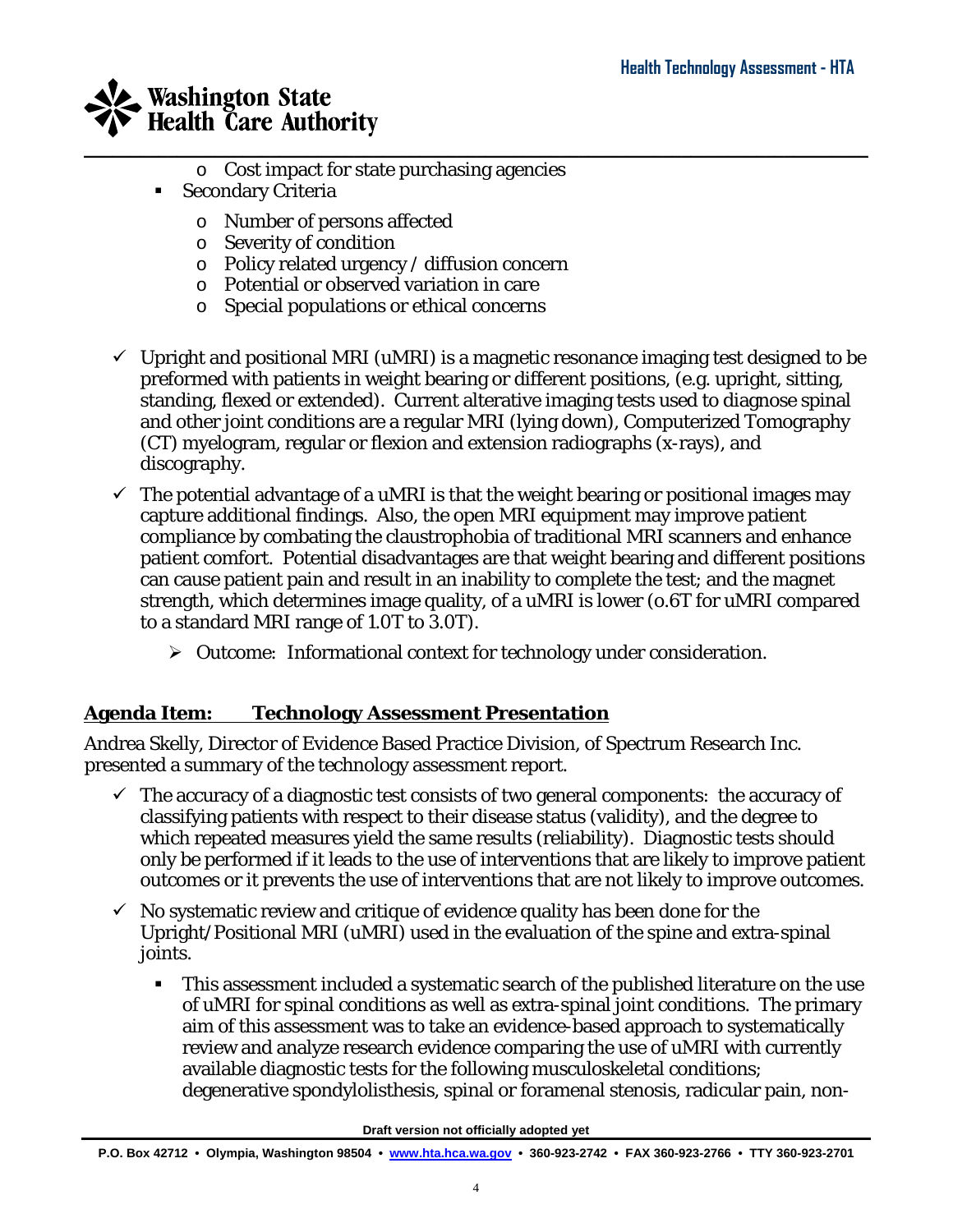- Cost impact for state purchasing agencies
- Secondary Criteria
  - Number of persons affected
  - Severity of condition
  - Policy related urgency / diffusion concern
  - Potential or observed variation in care
  - Special populations or ethical concerns

✓ Upright and positional MRI (uMRI) is a magnetic resonance imaging test designed to be preformed with patients in weight bearing or different positions, (e.g. upright, sitting, standing, flexed or extended). Current alterative imaging tests used to diagnose spinal and other joint conditions are a regular MRI (lying down), Computerized Tomography (CT) myelogram, regular or flexion and extension radiographs (x-rays), and discography.

✓ The potential advantage of a uMRI is that the weight bearing or positional images may capture additional findings. Also, the open MRI equipment may improve patient compliance by combating the claustrophobia of traditional MRI scanners and enhance patient comfort. Potential disadvantages are that weight bearing and different positions can cause patient pain and result in an inability to complete the test; and the magnet strength, which determines image quality, of a uMRI is lower (o.6T for uMRI compared to a standard MRI range of 1.0T to 3.0T).

  - ➢ Outcome: Informational context for technology under consideration.

**Agenda Item: Technology Assessment Presentation**

Andrea Skelly, Director of Evidence Based Practice Division, of Spectrum Research Inc. presented a summary of the technology assessment report.

✓ The accuracy of a diagnostic test consists of two general components: the accuracy of classifying patients with respect to their disease status (validity), and the degree to which repeated measures yield the same results (reliability). Diagnostic tests should only be performed if it leads to the use of interventions that are likely to improve patient outcomes or it prevents the use of interventions that are not likely to improve outcomes.

✓ No systematic review and critique of evidence quality has been done for the Upright/Positional MRI (uMRI) used in the evaluation of the spine and extra-spinal joints.

  - This assessment included a systematic search of the published literature on the use of uMRI for spinal conditions as well as extra-spinal joint conditions. The primary aim of this assessment was to take an evidence-based approach to systematically review and analyze research evidence comparing the use of uMRI with currently available diagnostic tests for the following musculoskeletal conditions; degenerative spondylolisthesis, spinal or foramenal stenosis, radicular pain, non-

Draft version not officially adopted yet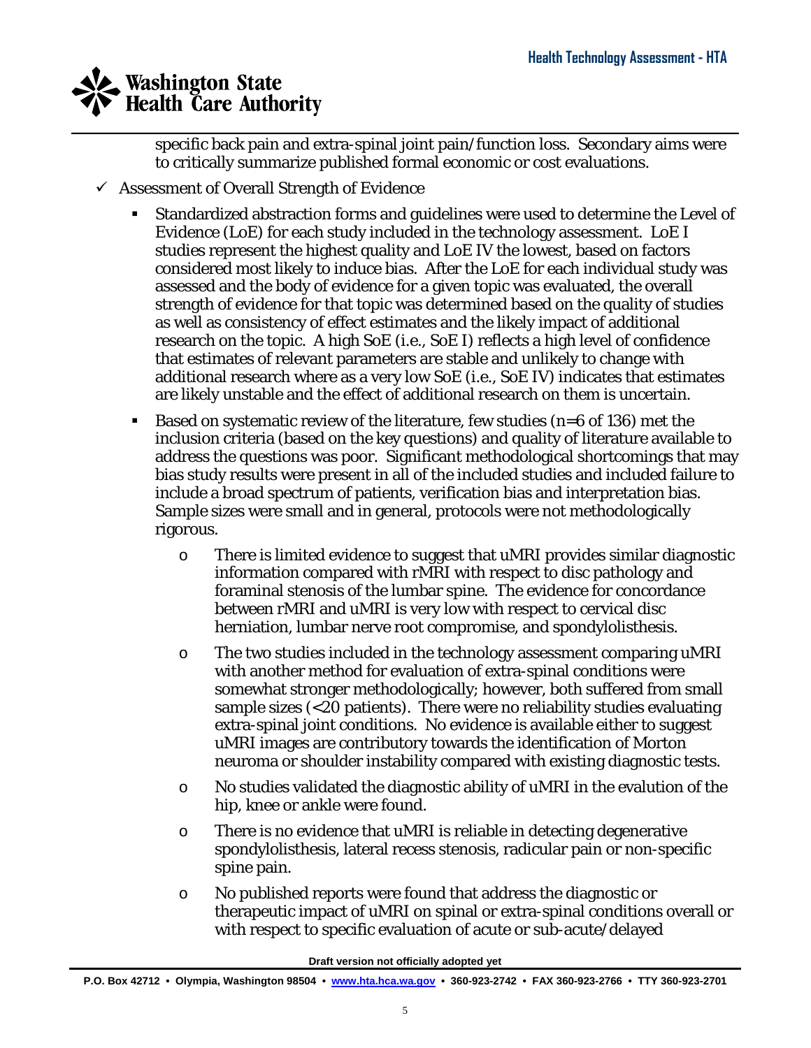specific back pain and extra-spinal joint pain/function loss. Secondary aims were to critically summarize published formal economic or cost evaluations.

- ✓ Assessment of Overall Strength of Evidence
  - Standardized abstraction forms and guidelines were used to determine the Level of Evidence (LoE) for each study included in the technology assessment. LoE I studies represent the highest quality and LoE IV the lowest, based on factors considered most likely to induce bias. After the LoE for each individual study was assessed and the body of evidence for a given topic was evaluated, the overall strength of evidence for that topic was determined based on the quality of studies as well as consistency of effect estimates and the likely impact of additional research on the topic. A high SoE (i.e., SoE I) reflects a high level of confidence that estimates of relevant parameters are stable and unlikely to change with additional research where as a very low SoE (i.e., SoE IV) indicates that estimates are likely unstable and the effect of additional research on them is uncertain.
  - Based on systematic review of the literature, few studies (n=6 of 136) met the inclusion criteria (based on the key questions) and quality of literature available to address the questions was poor. Significant methodological shortcomings that may bias study results were present in all of the included studies and included failure to include a broad spectrum of patients, verification bias and interpretation bias. Sample sizes were small and in general, protocols were not methodologically rigorous.
    - There is limited evidence to suggest that uMRI provides similar diagnostic information compared with rMRI with respect to disc pathology and foraminal stenosis of the lumbar spine. The evidence for concordance between rMRI and uMRI is very low with respect to cervical disc herniation, lumbar nerve root compromise, and spondylolisthesis.
    - The two studies included in the technology assessment comparing uMRI with another method for evaluation of extra-spinal conditions were somewhat stronger methodologically; however, both suffered from small sample sizes (<20 patients). There were no reliability studies evaluating extra-spinal joint conditions. No evidence is available either to suggest uMRI images are contributory towards the identification of Morton neuroma or shoulder instability compared with existing diagnostic tests.
    - No studies validated the diagnostic ability of uMRI in the evalution of the hip, knee or ankle were found.
    - There is no evidence that uMRI is reliable in detecting degenerative spondylolisthesis, lateral recess stenosis, radicular pain or non-specific spine pain.
    - No published reports were found that address the diagnostic or therapeutic impact of uMRI on spinal or extra-spinal conditions overall or with respect to specific evaluation of acute or sub-acute/delayed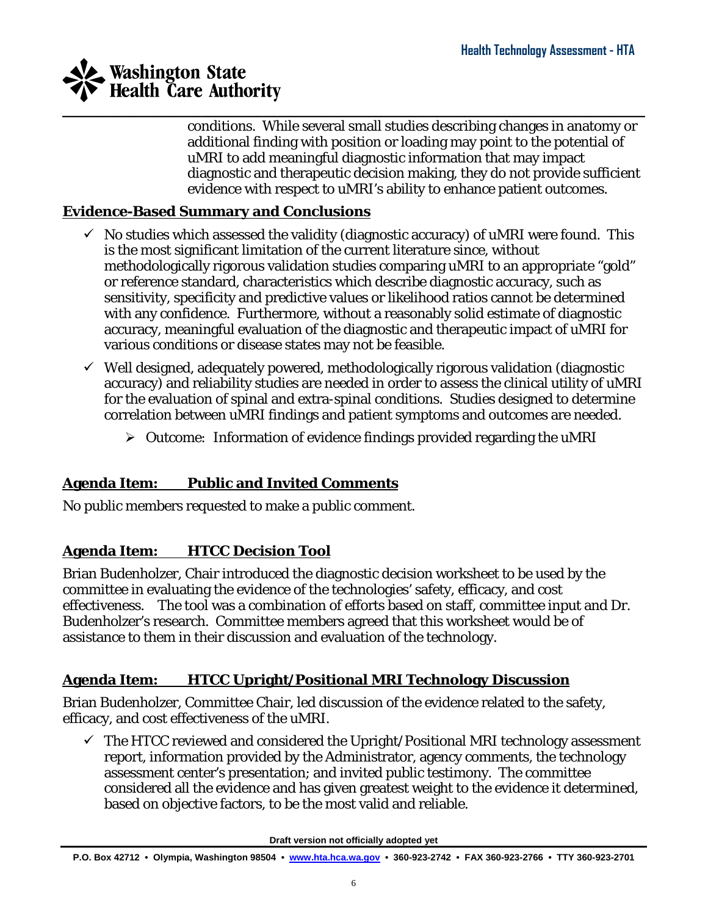conditions. While several small studies describing changes in anatomy or additional finding with position or loading may point to the potential of uMRI to add meaningful diagnostic information that may impact diagnostic and therapeutic decision making, they do not provide sufficient evidence with respect to uMRI's ability to enhance patient outcomes.

## Evidence-Based Summary and Conclusions

- ✓ No studies which assessed the validity (diagnostic accuracy) of uMRI were found. This is the most significant limitation of the current literature since, without methodologically rigorous validation studies comparing uMRI to an appropriate "gold" or reference standard, characteristics which describe diagnostic accuracy, such as sensitivity, specificity and predictive values or likelihood ratios cannot be determined with any confidence. Furthermore, without a reasonably solid estimate of diagnostic accuracy, meaningful evaluation of the diagnostic and therapeutic impact of uMRI for various conditions or disease states may not be feasible.
- ✓ Well designed, adequately powered, methodologically rigorous validation (diagnostic accuracy) and reliability studies are needed in order to assess the clinical utility of uMRI for the evaluation of spinal and extra-spinal conditions. Studies designed to determine correlation between uMRI findings and patient symptoms and outcomes are needed.
  - ➢ Outcome: Information of evidence findings provided regarding the uMRI

## Agenda Item: Public and Invited Comments

No public members requested to make a public comment.

## Agenda Item: HTCC Decision Tool

Brian Budenholzer, Chair introduced the diagnostic decision worksheet to be used by the committee in evaluating the evidence of the technologies' safety, efficacy, and cost effectiveness. The tool was a combination of efforts based on staff, committee input and Dr. Budenholzer's research. Committee members agreed that this worksheet would be of assistance to them in their discussion and evaluation of the technology.

## Agenda Item: HTCC Upright/Positional MRI Technology Discussion

Brian Budenholzer, Committee Chair, led discussion of the evidence related to the safety, efficacy, and cost effectiveness of the uMRI.

- ✓ The HTCC reviewed and considered the Upright/Positional MRI technology assessment report, information provided by the Administrator, agency comments, the technology assessment center's presentation; and invited public testimony. The committee considered all the evidence and has given greatest weight to the evidence it determined, based on objective factors, to be the most valid and reliable.

Draft version not officially adopted yet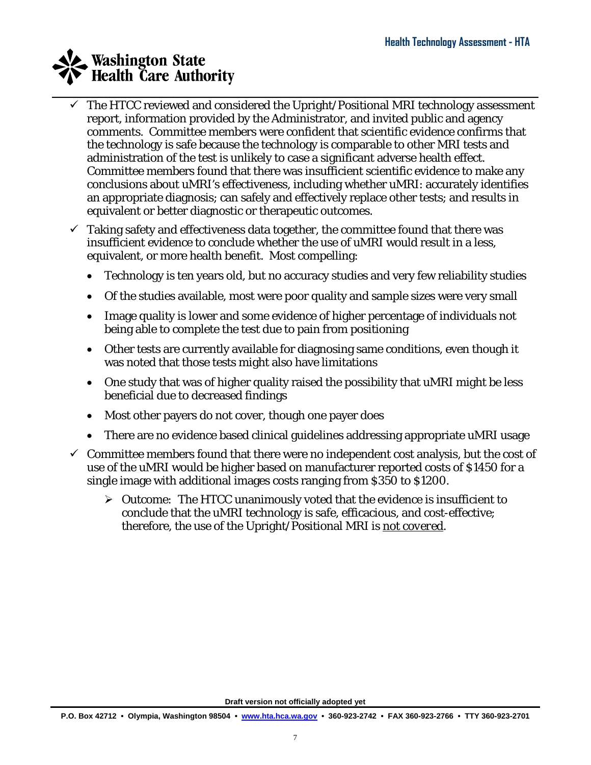- ✓ The HTCC reviewed and considered the Upright/Positional MRI technology assessment report, information provided by the Administrator, and invited public and agency comments. Committee members were confident that scientific evidence confirms that the technology is safe because the technology is comparable to other MRI tests and administration of the test is unlikely to case a significant adverse health effect. Committee members found that there was insufficient scientific evidence to make any conclusions about uMRI's effectiveness, including whether uMRI: accurately identifies an appropriate diagnosis; can safely and effectively replace other tests; and results in equivalent or better diagnostic or therapeutic outcomes.
- ✓ Taking safety and effectiveness data together, the committee found that there was insufficient evidence to conclude whether the use of uMRI would result in a less, equivalent, or more health benefit. Most compelling:
  - Technology is ten years old, but no accuracy studies and very few reliability studies
  - Of the studies available, most were poor quality and sample sizes were very small
  - Image quality is lower and some evidence of higher percentage of individuals not being able to complete the test due to pain from positioning
  - Other tests are currently available for diagnosing same conditions, even though it was noted that those tests might also have limitations
  - One study that was of higher quality raised the possibility that uMRI might be less beneficial due to decreased findings
  - Most other payers do not cover, though one payer does
  - There are no evidence based clinical guidelines addressing appropriate uMRI usage
- ✓ Committee members found that there were no independent cost analysis, but the cost of use of the uMRI would be higher based on manufacturer reported costs of $1450 for a single image with additional images costs ranging from $350 to $1200.
  - ➢ Outcome: The HTCC unanimously voted that the evidence is insufficient to conclude that the uMRI technology is safe, efficacious, and cost-effective; therefore, the use of the Upright/Positional MRI is <u>not covered</u>.

**Draft version not officially adopted yet**